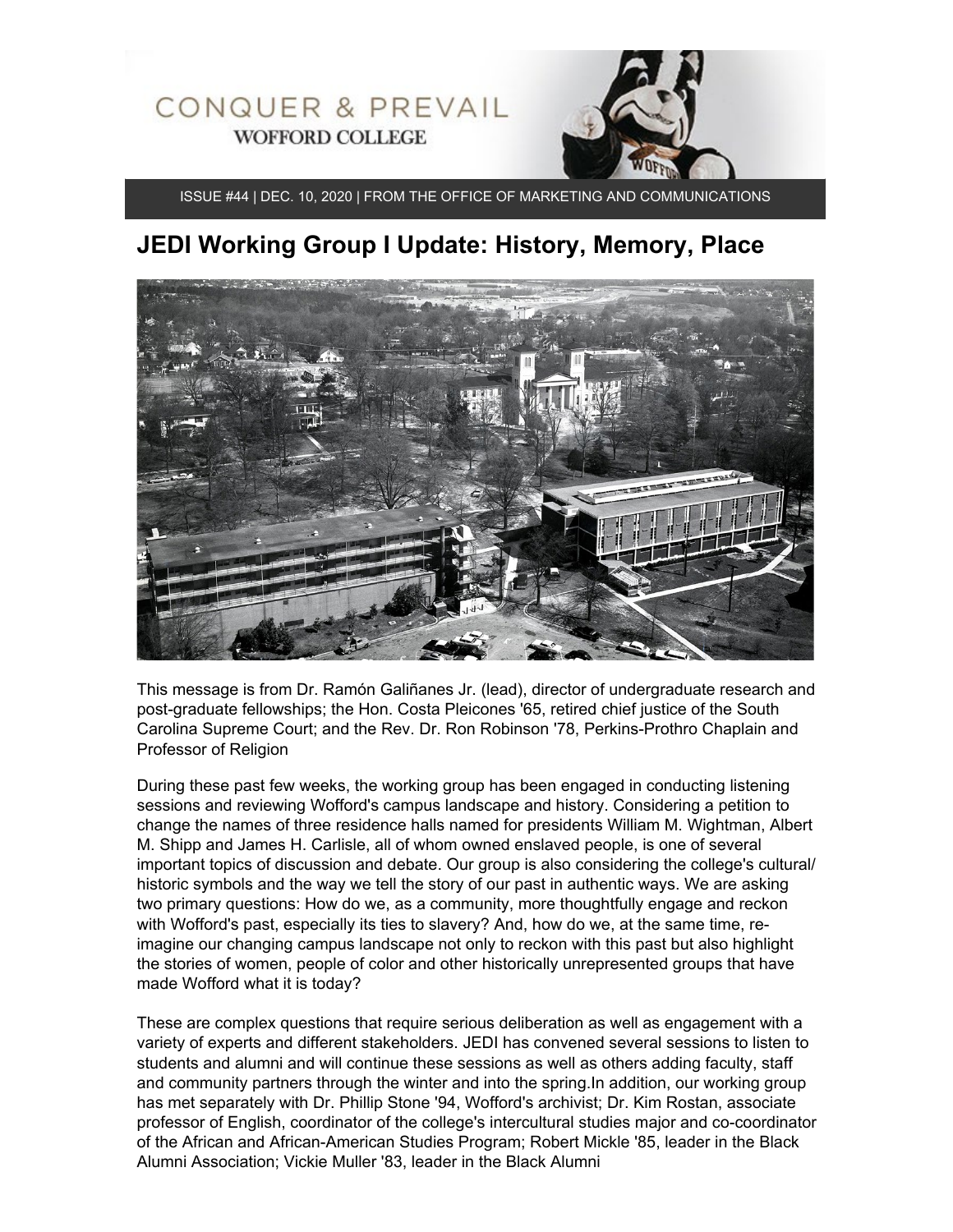# CONQUER & PREVAIL
## WOFFORD COLLEGE

ISSUE #44 | DEC. 10, 2020 | FROM THE OFFICE OF MARKETING AND COMMUNICATIONS

## JEDI Working Group I Update: History, Memory, Place

This message is from Dr. Ramón Galiñanes Jr. (lead), director of undergraduate research and post-graduate fellowships; the Hon. Costa Pleicones '65, retired chief justice of the South Carolina Supreme Court; and the Rev. Dr. Ron Robinson '78, Perkins-Prothro Chaplain and Professor of Religion

During these past few weeks, the working group has been engaged in conducting listening sessions and reviewing Wofford's campus landscape and history. Considering a petition to change the names of three residence halls named for presidents William M. Wightman, Albert M. Shipp and James H. Carlisle, all of whom owned enslaved people, is one of several important topics of discussion and debate. Our group is also considering the college's cultural/ historic symbols and the way we tell the story of our past in authentic ways. We are asking two primary questions: How do we, as a community, more thoughtfully engage and reckon with Wofford's past, especially its ties to slavery? And, how do we, at the same time, re-imagine our changing campus landscape not only to reckon with this past but also highlight the stories of women, people of color and other historically unrepresented groups that have made Wofford what it is today?

These are complex questions that require serious deliberation as well as engagement with a variety of experts and different stakeholders. JEDI has convened several sessions to listen to students and alumni and will continue these sessions as well as others adding faculty, staff and community partners through the winter and into the spring.In addition, our working group has met separately with Dr. Phillip Stone '94, Wofford's archivist; Dr. Kim Rostan, associate professor of English, coordinator of the college's intercultural studies major and co-coordinator of the African and African-American Studies Program; Robert Mickle '85, leader in the Black Alumni Association; Vickie Muller '83, leader in the Black Alumni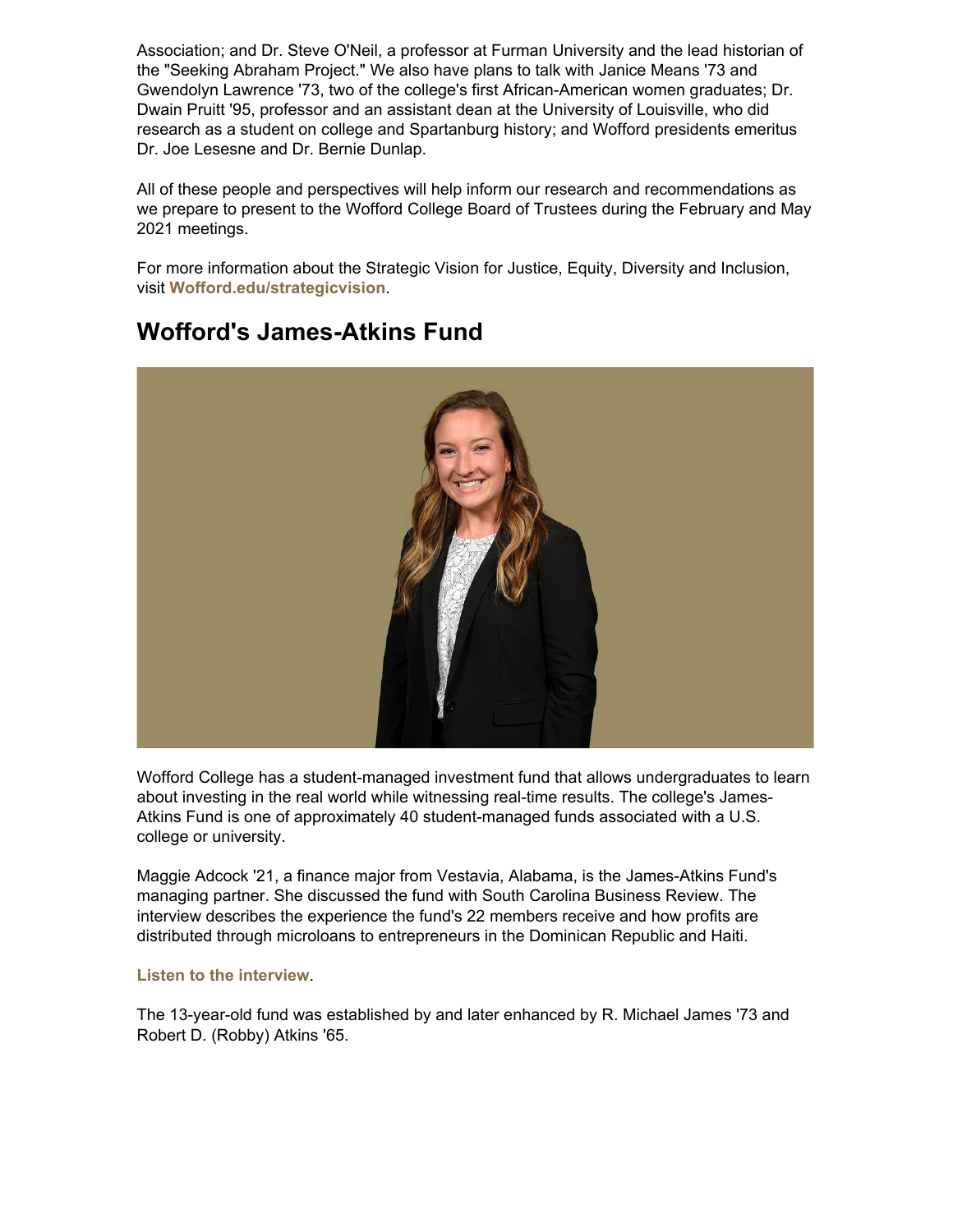Association; and Dr. Steve O'Neil, a professor at Furman University and the lead historian of the "Seeking Abraham Project." We also have plans to talk with Janice Means '73 and Gwendolyn Lawrence '73, two of the college's first African-American women graduates; Dr. Dwain Pruitt '95, professor and an assistant dean at the University of Louisville, who did research as a student on college and Spartanburg history; and Wofford presidents emeritus Dr. Joe Lesesne and Dr. Bernie Dunlap.

All of these people and perspectives will help inform our research and recommendations as we prepare to present to the Wofford College Board of Trustees during the February and May 2021 meetings.

For more information about the Strategic Vision for Justice, Equity, Diversity and Inclusion, visit **Wofford.edu/strategicvision**.

## Wofford's James-Atkins Fund

Wofford College has a student-managed investment fund that allows undergraduates to learn about investing in the real world while witnessing real-time results. The college's James-Atkins Fund is one of approximately 40 student-managed funds associated with a U.S. college or university.

Maggie Adcock '21, a finance major from Vestavia, Alabama, is the James-Atkins Fund's managing partner. She discussed the fund with South Carolina Business Review. The interview describes the experience the fund's 22 members receive and how profits are distributed through microloans to entrepreneurs in the Dominican Republic and Haiti.

**Listen to the interview**.

The 13-year-old fund was established by and later enhanced by R. Michael James '73 and Robert D. (Robby) Atkins '65.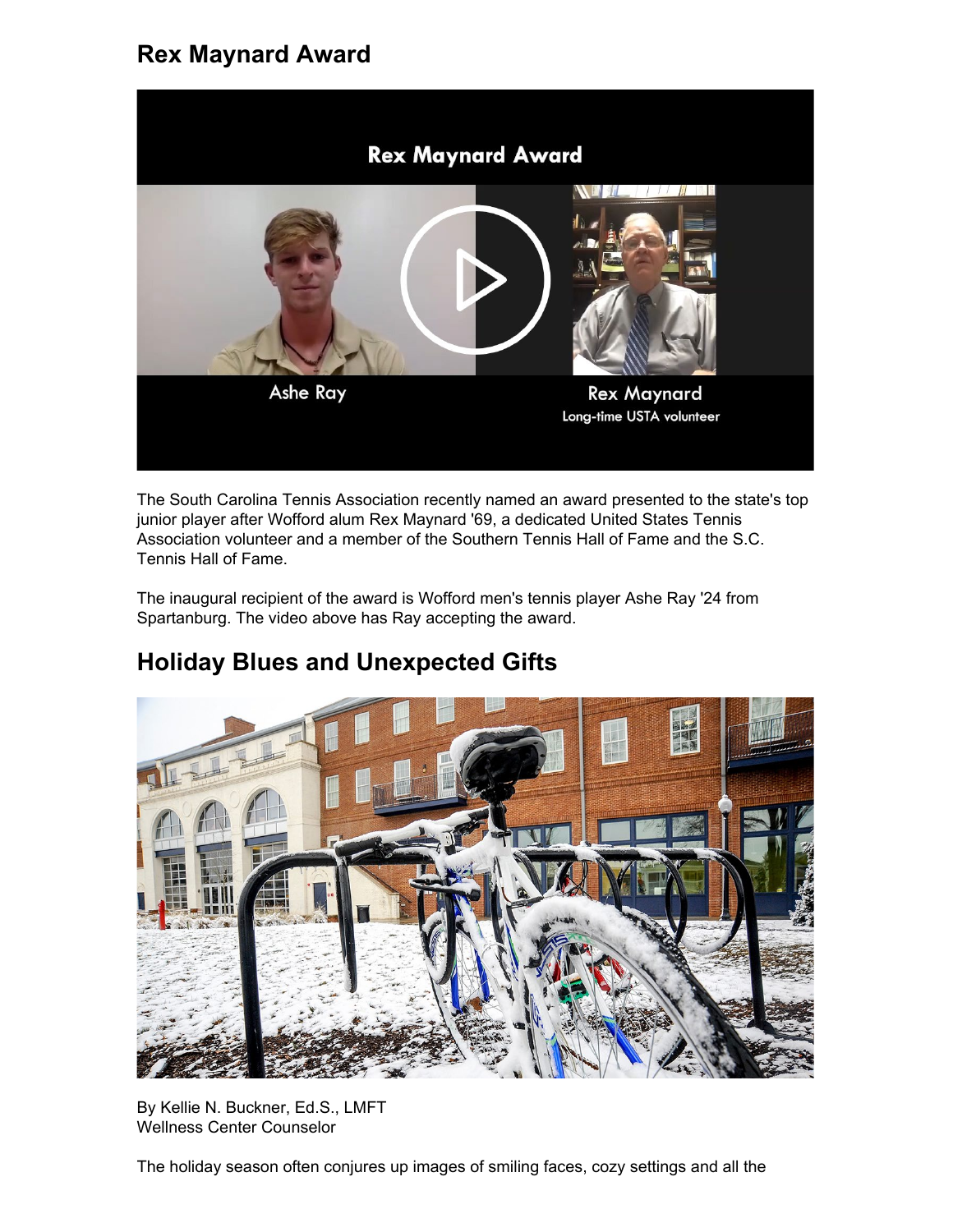## Rex Maynard Award

The South Carolina Tennis Association recently named an award presented to the state's top junior player after Wofford alum Rex Maynard '69, a dedicated United States Tennis Association volunteer and a member of the Southern Tennis Hall of Fame and the S.C. Tennis Hall of Fame.

The inaugural recipient of the award is Wofford men's tennis player Ashe Ray '24 from Spartanburg. The video above has Ray accepting the award.

## Holiday Blues and Unexpected Gifts

By Kellie N. Buckner, Ed.S., LMFT
Wellness Center Counselor

The holiday season often conjures up images of smiling faces, cozy settings and all the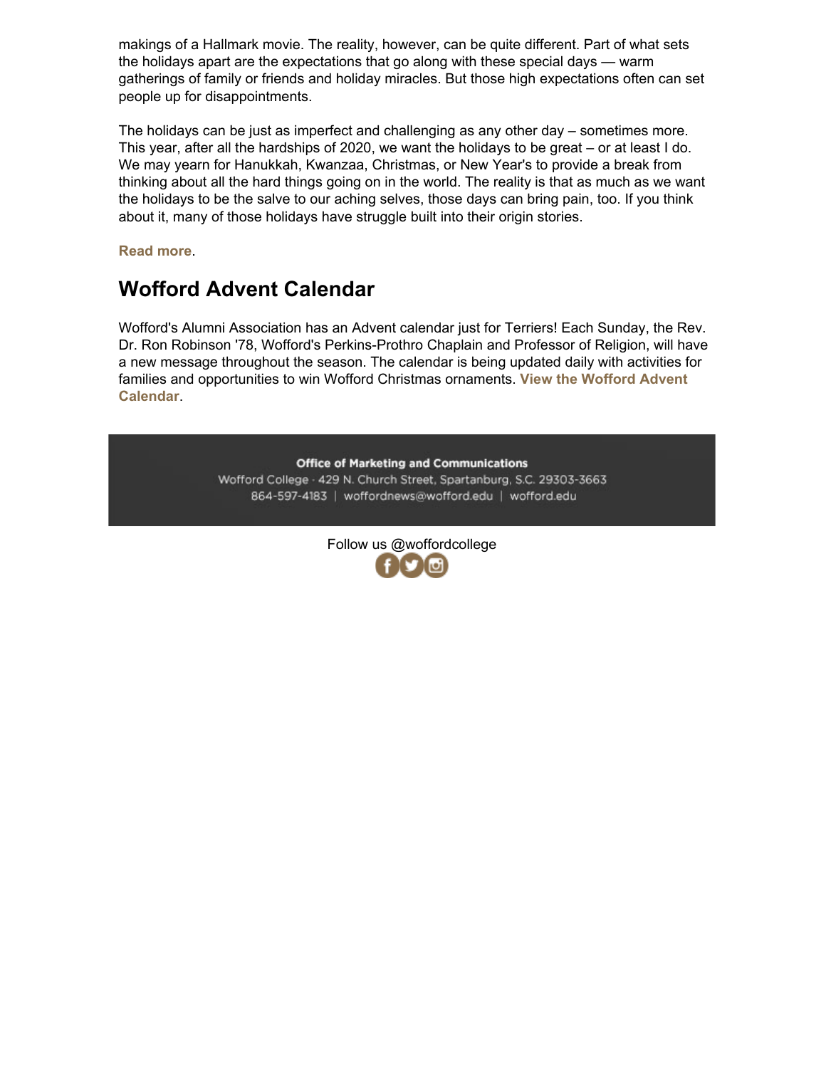makings of a Hallmark movie. The reality, however, can be quite different. Part of what sets the holidays apart are the expectations that go along with these special days — warm gatherings of family or friends and holiday miracles. But those high expectations often can set people up for disappointments.

The holidays can be just as imperfect and challenging as any other day – sometimes more. This year, after all the hardships of 2020, we want the holidays to be great – or at least I do. We may yearn for Hanukkah, Kwanzaa, Christmas, or New Year's to provide a break from thinking about all the hard things going on in the world. The reality is that as much as we want the holidays to be the salve to our aching selves, those days can bring pain, too. If you think about it, many of those holidays have struggle built into their origin stories.

**Read more**.

## Wofford Advent Calendar

Wofford's Alumni Association has an Advent calendar just for Terriers! Each Sunday, the Rev. Dr. Ron Robinson '78, Wofford's Perkins-Prothro Chaplain and Professor of Religion, will have a new message throughout the season. The calendar is being updated daily with activities for families and opportunities to win Wofford Christmas ornaments. **View the Wofford Advent Calendar**.

**Office of Marketing and Communications**
Wofford College · 429 N. Church Street, Spartanburg, S.C. 29303-3663
864-597-4183 | woffordnews@wofford.edu | wofford.edu

Follow us @woffordcollege